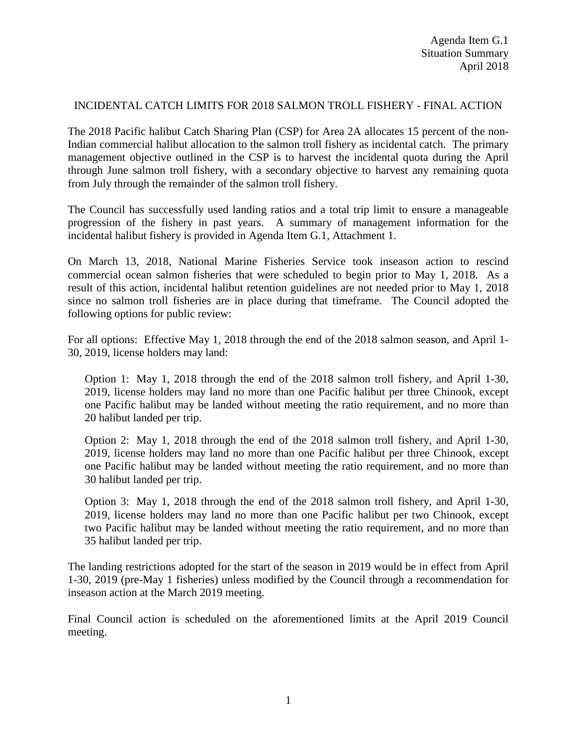Agenda Item G.1
Situation Summary
April 2018

# INCIDENTAL CATCH LIMITS FOR 2018 SALMON TROLL FISHERY - FINAL ACTION

The 2018 Pacific halibut Catch Sharing Plan (CSP) for Area 2A allocates 15 percent of the non-Indian commercial halibut allocation to the salmon troll fishery as incidental catch. The primary management objective outlined in the CSP is to harvest the incidental quota during the April through June salmon troll fishery, with a secondary objective to harvest any remaining quota from July through the remainder of the salmon troll fishery.

The Council has successfully used landing ratios and a total trip limit to ensure a manageable progression of the fishery in past years. A summary of management information for the incidental halibut fishery is provided in Agenda Item G.1, Attachment 1.

On March 13, 2018, National Marine Fisheries Service took inseason action to rescind commercial ocean salmon fisheries that were scheduled to begin prior to May 1, 2018. As a result of this action, incidental halibut retention guidelines are not needed prior to May 1, 2018 since no salmon troll fisheries are in place during that timeframe. The Council adopted the following options for public review:

For all options: Effective May 1, 2018 through the end of the 2018 salmon season, and April 1-30, 2019, license holders may land:

> Option 1: May 1, 2018 through the end of the 2018 salmon troll fishery, and April 1-30, 2019, license holders may land no more than one Pacific halibut per three Chinook, except one Pacific halibut may be landed without meeting the ratio requirement, and no more than 20 halibut landed per trip.
>
> Option 2: May 1, 2018 through the end of the 2018 salmon troll fishery, and April 1-30, 2019, license holders may land no more than one Pacific halibut per three Chinook, except one Pacific halibut may be landed without meeting the ratio requirement, and no more than 30 halibut landed per trip.
>
> Option 3: May 1, 2018 through the end of the 2018 salmon troll fishery, and April 1-30, 2019, license holders may land no more than one Pacific halibut per two Chinook, except two Pacific halibut may be landed without meeting the ratio requirement, and no more than 35 halibut landed per trip.

The landing restrictions adopted for the start of the season in 2019 would be in effect from April 1-30, 2019 (pre-May 1 fisheries) unless modified by the Council through a recommendation for inseason action at the March 2019 meeting.

Final Council action is scheduled on the aforementioned limits at the April 2019 Council meeting.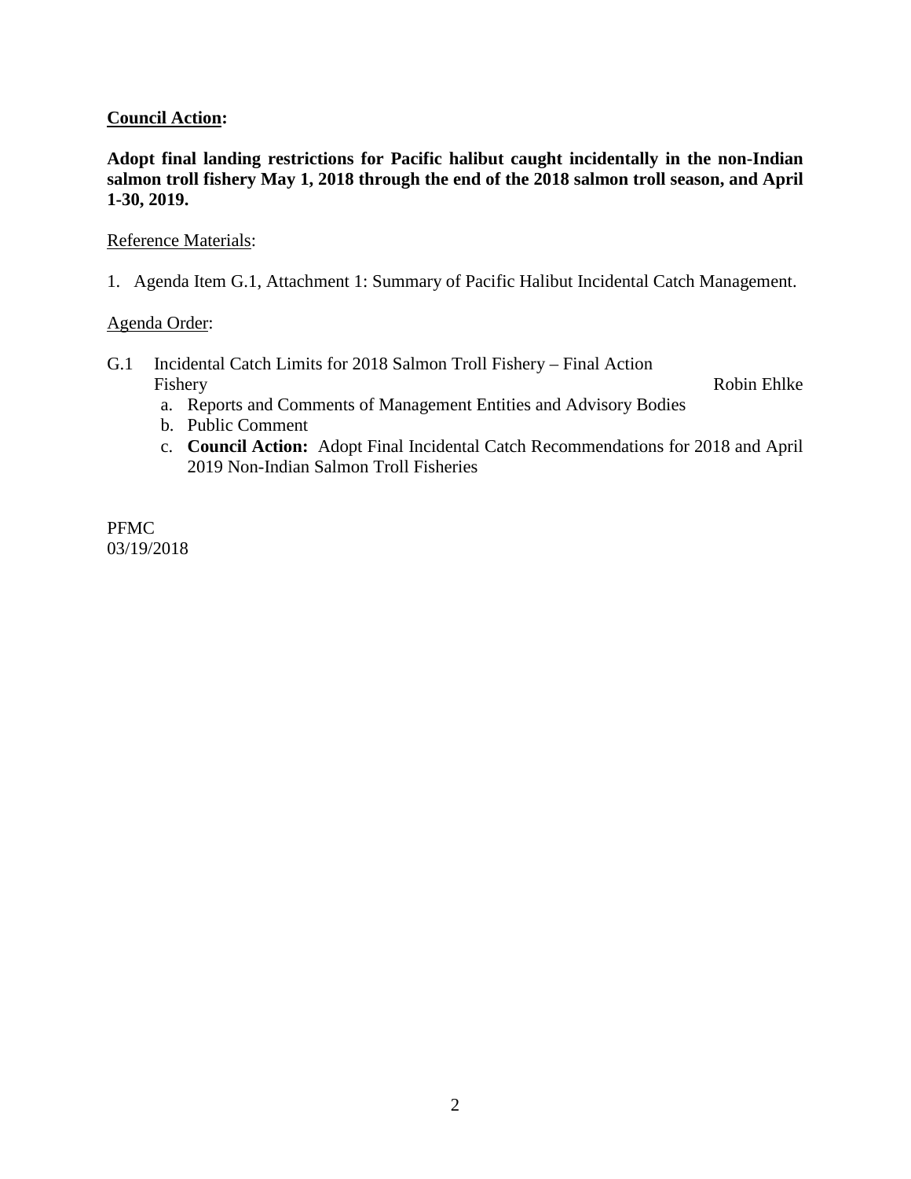**<u>Council Action</u>:**

**Adopt final landing restrictions for Pacific halibut caught incidentally in the non-Indian salmon troll fishery May 1, 2018 through the end of the 2018 salmon troll season, and April 1-30, 2019.**

<u>Reference Materials</u>:

1. Agenda Item G.1, Attachment 1: Summary of Pacific Halibut Incidental Catch Management.

<u>Agenda Order</u>:

G.1 Incidental Catch Limits for 2018 Salmon Troll Fishery – Final Action Fishery — Robin Ehlke

   a. Reports and Comments of Management Entities and Advisory Bodies
   b. Public Comment
   c. **Council Action:** Adopt Final Incidental Catch Recommendations for 2018 and April 2019 Non-Indian Salmon Troll Fisheries

PFMC
03/19/2018